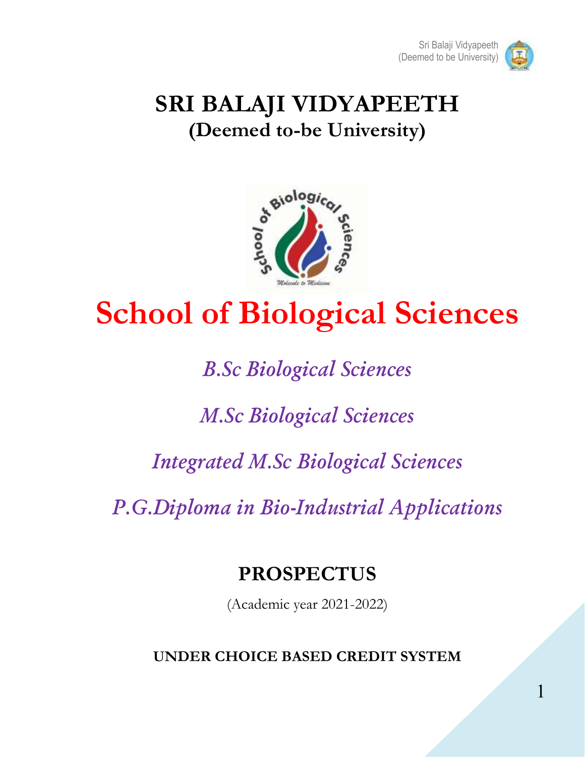# SRI BALAJI VIDYAPEETH
## (Deemed to-be University)

# School of Biological Sciences

*B.Sc Biological Sciences*

*M.Sc Biological Sciences*

*Integrated M.Sc Biological Sciences*

*P.G.Diploma in Bio-Industrial Applications*

## PROSPECTUS

(Academic year 2021-2022)

**UNDER CHOICE BASED CREDIT SYSTEM**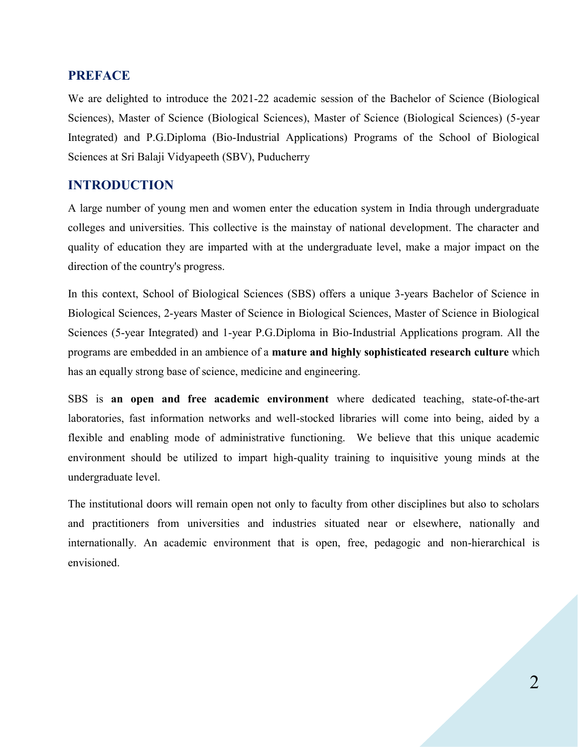## PREFACE

We are delighted to introduce the 2021-22 academic session of the Bachelor of Science (Biological Sciences), Master of Science (Biological Sciences), Master of Science (Biological Sciences) (5-year Integrated) and P.G.Diploma (Bio-Industrial Applications) Programs of the School of Biological Sciences at Sri Balaji Vidyapeeth (SBV), Puducherry

## INTRODUCTION

A large number of young men and women enter the education system in India through undergraduate colleges and universities. This collective is the mainstay of national development. The character and quality of education they are imparted with at the undergraduate level, make a major impact on the direction of the country's progress.

In this context, School of Biological Sciences (SBS) offers a unique 3-years Bachelor of Science in Biological Sciences, 2-years Master of Science in Biological Sciences, Master of Science in Biological Sciences (5-year Integrated) and 1-year P.G.Diploma in Bio-Industrial Applications program. All the programs are embedded in an ambience of a **mature and highly sophisticated research culture** which has an equally strong base of science, medicine and engineering.

SBS is **an open and free academic environment** where dedicated teaching, state-of-the-art laboratories, fast information networks and well-stocked libraries will come into being, aided by a flexible and enabling mode of administrative functioning. We believe that this unique academic environment should be utilized to impart high-quality training to inquisitive young minds at the undergraduate level.

The institutional doors will remain open not only to faculty from other disciplines but also to scholars and practitioners from universities and industries situated near or elsewhere, nationally and internationally. An academic environment that is open, free, pedagogic and non-hierarchical is envisioned.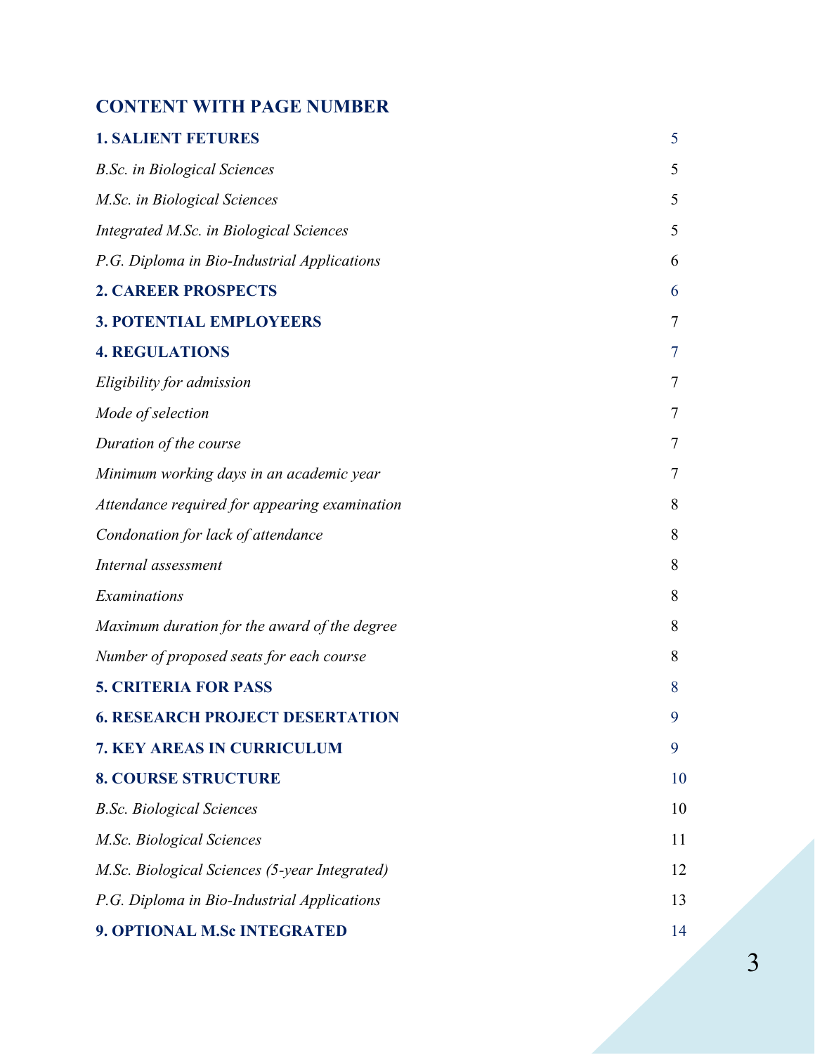## CONTENT WITH PAGE NUMBER

| | |
|---|---|
| **1. SALIENT FETURES** | 5 |
| *B.Sc. in Biological Sciences* | 5 |
| *M.Sc. in Biological Sciences* | 5 |
| *Integrated M.Sc. in Biological Sciences* | 5 |
| *P.G. Diploma in Bio-Industrial Applications* | 6 |
| **2. CAREER PROSPECTS** | 6 |
| **3. POTENTIAL EMPLOYEERS** | 7 |
| **4. REGULATIONS** | 7 |
| *Eligibility for admission* | 7 |
| *Mode of selection* | 7 |
| *Duration of the course* | 7 |
| *Minimum working days in an academic year* | 7 |
| *Attendance required for appearing examination* | 8 |
| *Condonation for lack of attendance* | 8 |
| *Internal assessment* | 8 |
| *Examinations* | 8 |
| *Maximum duration for the award of the degree* | 8 |
| *Number of proposed seats for each course* | 8 |
| **5. CRITERIA FOR PASS** | 8 |
| **6. RESEARCH PROJECT DESERTATION** | 9 |
| **7. KEY AREAS IN CURRICULUM** | 9 |
| **8. COURSE STRUCTURE** | 10 |
| *B.Sc. Biological Sciences* | 10 |
| *M.Sc. Biological Sciences* | 11 |
| *M.Sc. Biological Sciences (5-year Integrated)* | 12 |
| *P.G. Diploma in Bio-Industrial Applications* | 13 |
| **9. OPTIONAL M.Sc INTEGRATED** | 14 |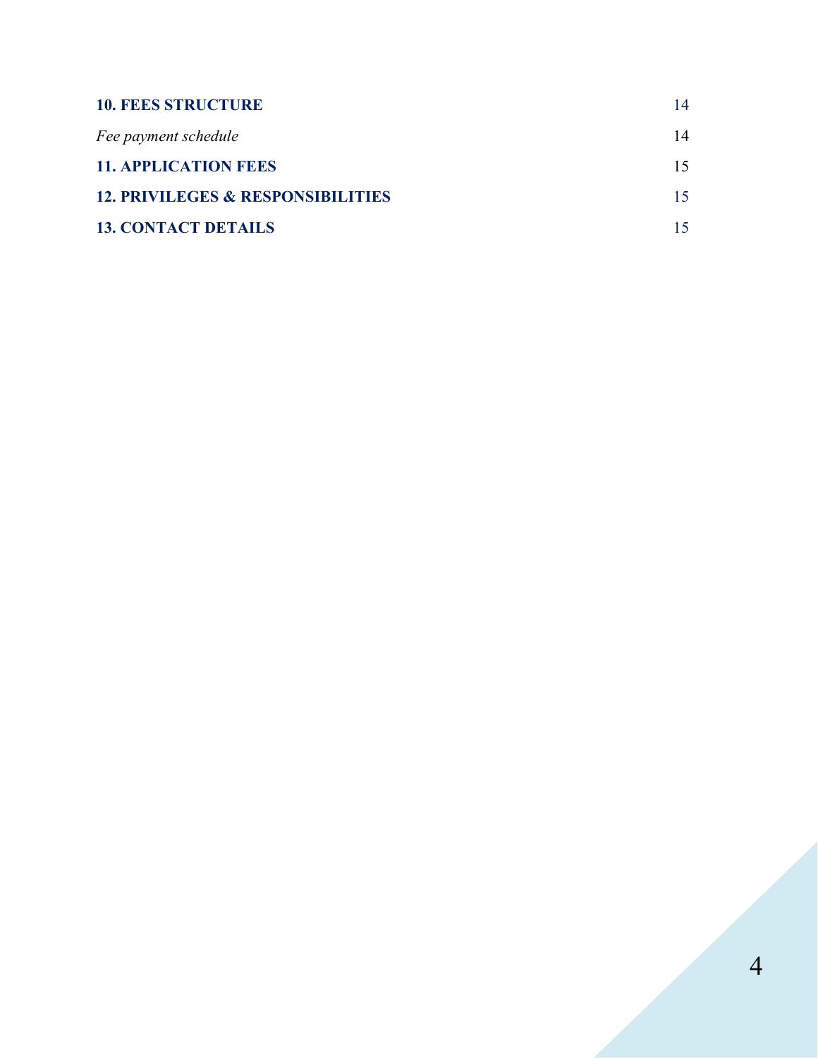| | |
|---|---|
| **10. FEES STRUCTURE** | 14 |
| *Fee payment schedule* | 14 |
| **11. APPLICATION FEES** | 15 |
| **12. PRIVILEGES & RESPONSIBILITIES** | 15 |
| **13. CONTACT DETAILS** | 15 |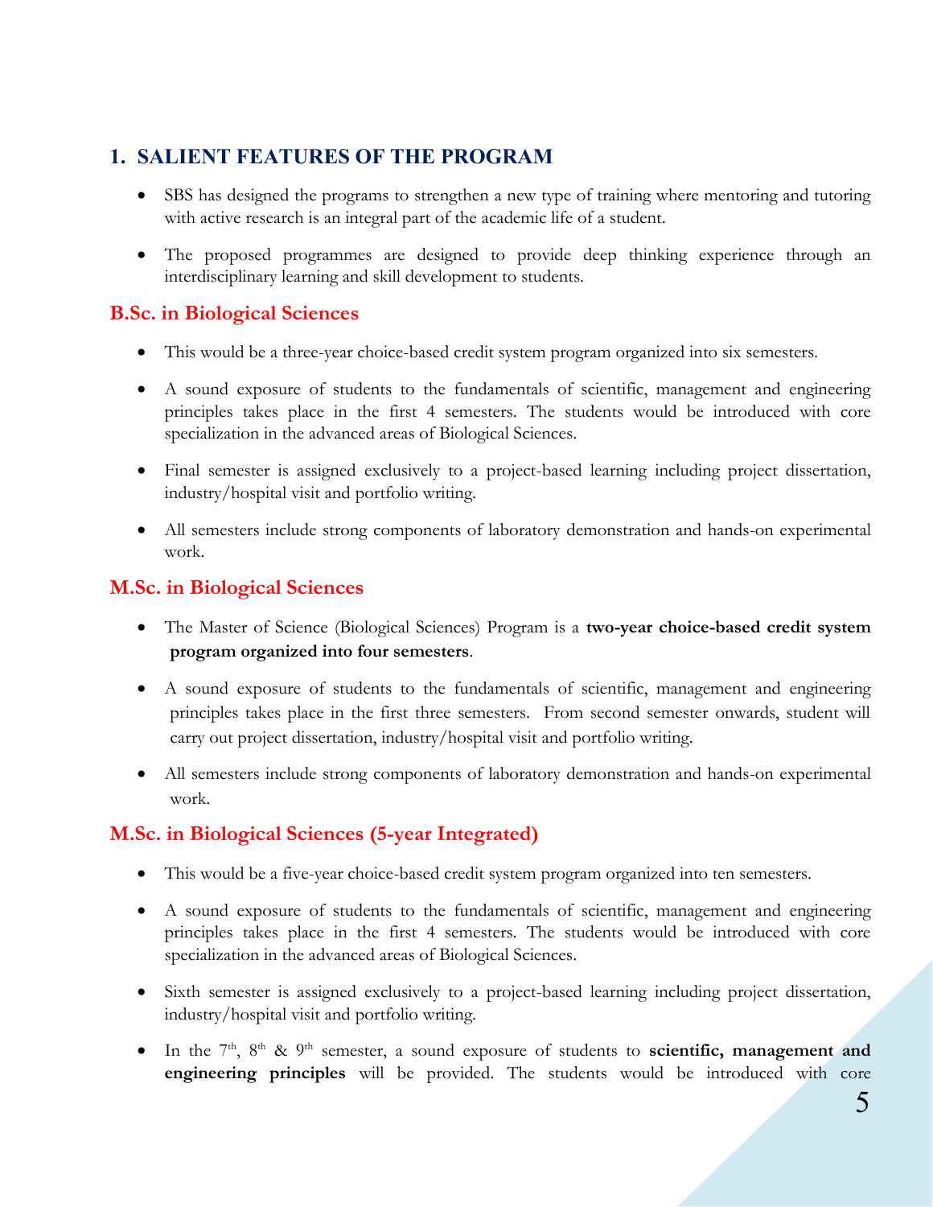## 1. SALIENT FEATURES OF THE PROGRAM

- SBS has designed the programs to strengthen a new type of training where mentoring and tutoring with active research is an integral part of the academic life of a student.
- The proposed programmes are designed to provide deep thinking experience through an interdisciplinary learning and skill development to students.

### B.Sc. in Biological Sciences

- This would be a three-year choice-based credit system program organized into six semesters.
- A sound exposure of students to the fundamentals of scientific, management and engineering principles takes place in the first 4 semesters. The students would be introduced with core specialization in the advanced areas of Biological Sciences.
- Final semester is assigned exclusively to a project-based learning including project dissertation, industry/hospital visit and portfolio writing.
- All semesters include strong components of laboratory demonstration and hands-on experimental work.

### M.Sc. in Biological Sciences

- The Master of Science (Biological Sciences) Program is a **two-year choice-based credit system program organized into four semesters**.
- A sound exposure of students to the fundamentals of scientific, management and engineering principles takes place in the first three semesters. From second semester onwards, student will carry out project dissertation, industry/hospital visit and portfolio writing.
- All semesters include strong components of laboratory demonstration and hands-on experimental work.

### M.Sc. in Biological Sciences (5-year Integrated)

- This would be a five-year choice-based credit system program organized into ten semesters.
- A sound exposure of students to the fundamentals of scientific, management and engineering principles takes place in the first 4 semesters. The students would be introduced with core specialization in the advanced areas of Biological Sciences.
- Sixth semester is assigned exclusively to a project-based learning including project dissertation, industry/hospital visit and portfolio writing.
- In the 7th, 8th & 9th semester, a sound exposure of students to **scientific, management and engineering principles** will be provided. The students would be introduced with core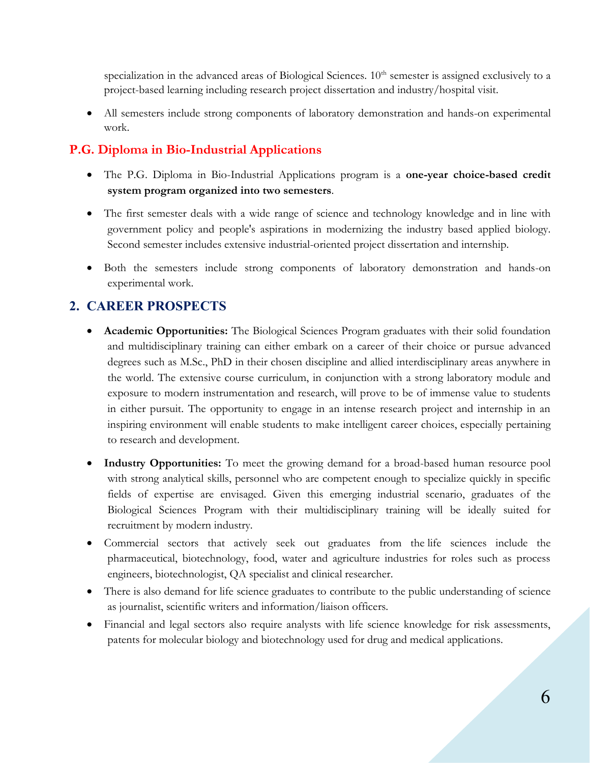specialization in the advanced areas of Biological Sciences. 10th semester is assigned exclusively to a project-based learning including research project dissertation and industry/hospital visit.

- All semesters include strong components of laboratory demonstration and hands-on experimental work.

### P.G. Diploma in Bio-Industrial Applications

- The P.G. Diploma in Bio-Industrial Applications program is a **one-year choice-based credit system program organized into two semesters**.
- The first semester deals with a wide range of science and technology knowledge and in line with government policy and people's aspirations in modernizing the industry based applied biology. Second semester includes extensive industrial-oriented project dissertation and internship.
- Both the semesters include strong components of laboratory demonstration and hands-on experimental work.

## 2. CAREER PROSPECTS

- **Academic Opportunities:** The Biological Sciences Program graduates with their solid foundation and multidisciplinary training can either embark on a career of their choice or pursue advanced degrees such as M.Sc., PhD in their chosen discipline and allied interdisciplinary areas anywhere in the world. The extensive course curriculum, in conjunction with a strong laboratory module and exposure to modern instrumentation and research, will prove to be of immense value to students in either pursuit. The opportunity to engage in an intense research project and internship in an inspiring environment will enable students to make intelligent career choices, especially pertaining to research and development.
- **Industry Opportunities:** To meet the growing demand for a broad-based human resource pool with strong analytical skills, personnel who are competent enough to specialize quickly in specific fields of expertise are envisaged. Given this emerging industrial scenario, graduates of the Biological Sciences Program with their multidisciplinary training will be ideally suited for recruitment by modern industry.
- Commercial sectors that actively seek out graduates from the life sciences include the pharmaceutical, biotechnology, food, water and agriculture industries for roles such as process engineers, biotechnologist, QA specialist and clinical researcher.
- There is also demand for life science graduates to contribute to the public understanding of science as journalist, scientific writers and information/liaison officers.
- Financial and legal sectors also require analysts with life science knowledge for risk assessments, patents for molecular biology and biotechnology used for drug and medical applications.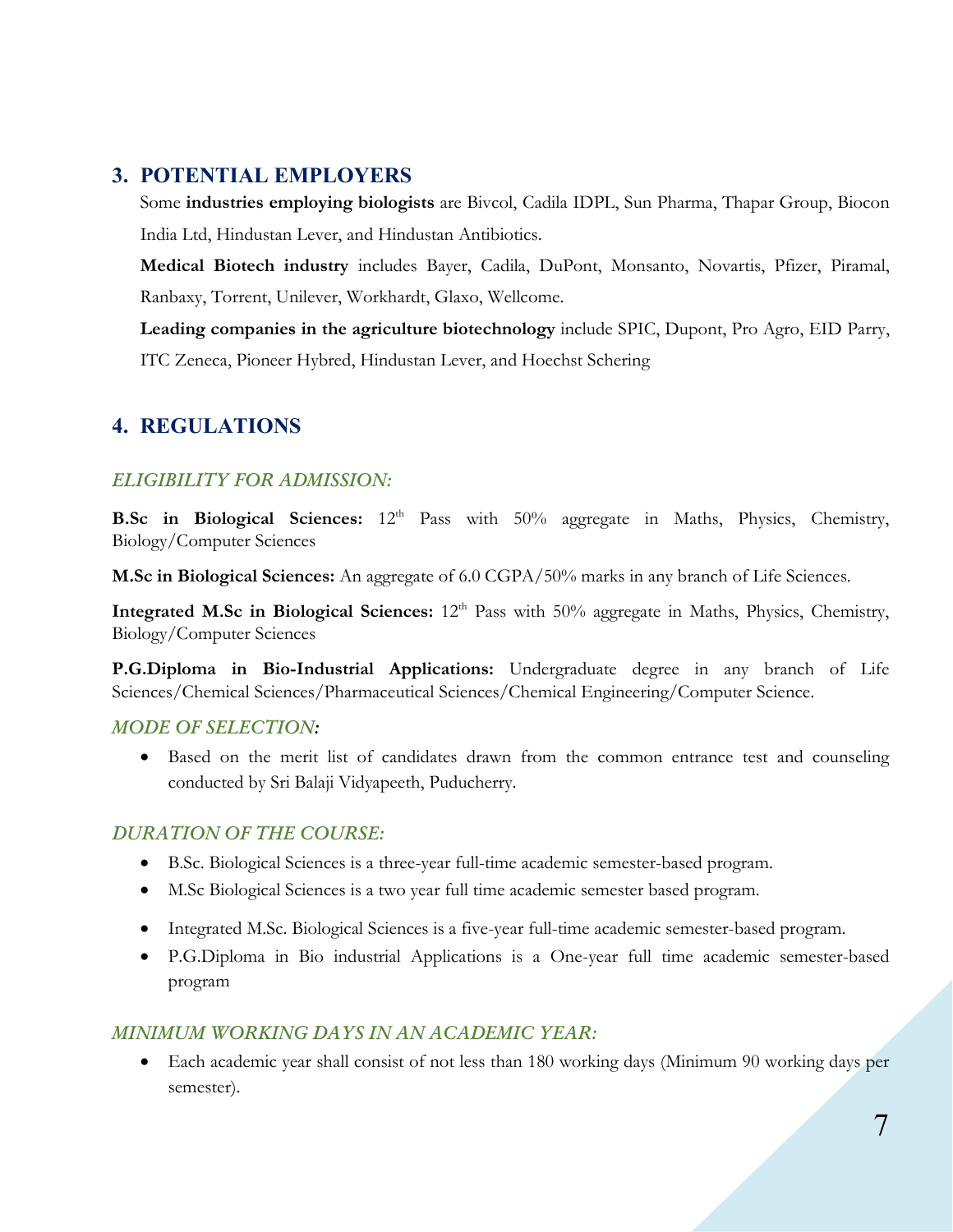## 3. POTENTIAL EMPLOYERS

Some **industries employing biologists** are Bivcol, Cadila IDPL, Sun Pharma, Thapar Group, Biocon India Ltd, Hindustan Lever, and Hindustan Antibiotics.

**Medical Biotech industry** includes Bayer, Cadila, DuPont, Monsanto, Novartis, Pfizer, Piramal, Ranbaxy, Torrent, Unilever, Workhardt, Glaxo, Wellcome.

**Leading companies in the agriculture biotechnology** include SPIC, Dupont, Pro Agro, EID Parry, ITC Zeneca, Pioneer Hybred, Hindustan Lever, and Hoechst Schering

## 4. REGULATIONS

### *ELIGIBILITY FOR ADMISSION:*

**B.Sc in Biological Sciences:** 12th Pass with 50% aggregate in Maths, Physics, Chemistry, Biology/Computer Sciences

**M.Sc in Biological Sciences:** An aggregate of 6.0 CGPA/50% marks in any branch of Life Sciences.

**Integrated M.Sc in Biological Sciences:** 12th Pass with 50% aggregate in Maths, Physics, Chemistry, Biology/Computer Sciences

**P.G.Diploma in Bio-Industrial Applications:** Undergraduate degree in any branch of Life Sciences/Chemical Sciences/Pharmaceutical Sciences/Chemical Engineering/Computer Science.

### *MODE OF SELECTION:*

- Based on the merit list of candidates drawn from the common entrance test and counseling conducted by Sri Balaji Vidyapeeth, Puducherry.

### *DURATION OF THE COURSE:*

- B.Sc. Biological Sciences is a three-year full-time academic semester-based program.
- M.Sc Biological Sciences is a two year full time academic semester based program.
- Integrated M.Sc. Biological Sciences is a five-year full-time academic semester-based program.
- P.G.Diploma in Bio industrial Applications is a One-year full time academic semester-based program

### *MINIMUM WORKING DAYS IN AN ACADEMIC YEAR:*

- Each academic year shall consist of not less than 180 working days (Minimum 90 working days per semester).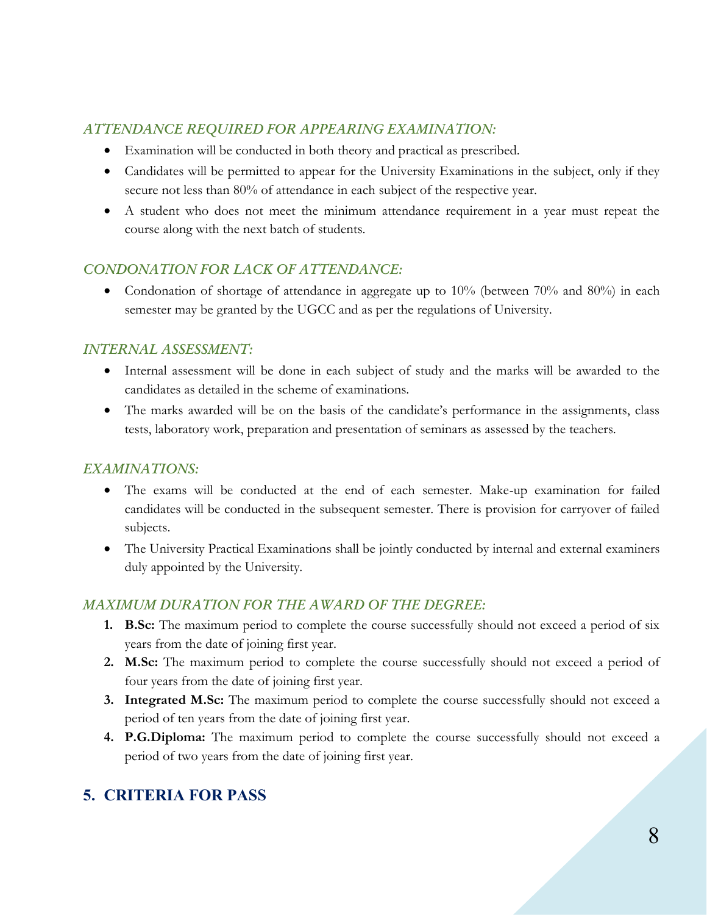### *ATTENDANCE REQUIRED FOR APPEARING EXAMINATION:*

- Examination will be conducted in both theory and practical as prescribed.
- Candidates will be permitted to appear for the University Examinations in the subject, only if they secure not less than 80% of attendance in each subject of the respective year.
- A student who does not meet the minimum attendance requirement in a year must repeat the course along with the next batch of students.

### *CONDONATION FOR LACK OF ATTENDANCE:*

- Condonation of shortage of attendance in aggregate up to 10% (between 70% and 80%) in each semester may be granted by the UGCC and as per the regulations of University.

### *INTERNAL ASSESSMENT:*

- Internal assessment will be done in each subject of study and the marks will be awarded to the candidates as detailed in the scheme of examinations.
- The marks awarded will be on the basis of the candidate's performance in the assignments, class tests, laboratory work, preparation and presentation of seminars as assessed by the teachers.

### *EXAMINATIONS:*

- The exams will be conducted at the end of each semester. Make-up examination for failed candidates will be conducted in the subsequent semester. There is provision for carryover of failed subjects.
- The University Practical Examinations shall be jointly conducted by internal and external examiners duly appointed by the University.

### *MAXIMUM DURATION FOR THE AWARD OF THE DEGREE:*

1. **B.Sc:** The maximum period to complete the course successfully should not exceed a period of six years from the date of joining first year.
2. **M.Sc:** The maximum period to complete the course successfully should not exceed a period of four years from the date of joining first year.
3. **Integrated M.Sc:** The maximum period to complete the course successfully should not exceed a period of ten years from the date of joining first year.
4. **P.G.Diploma:** The maximum period to complete the course successfully should not exceed a period of two years from the date of joining first year.

## 5. CRITERIA FOR PASS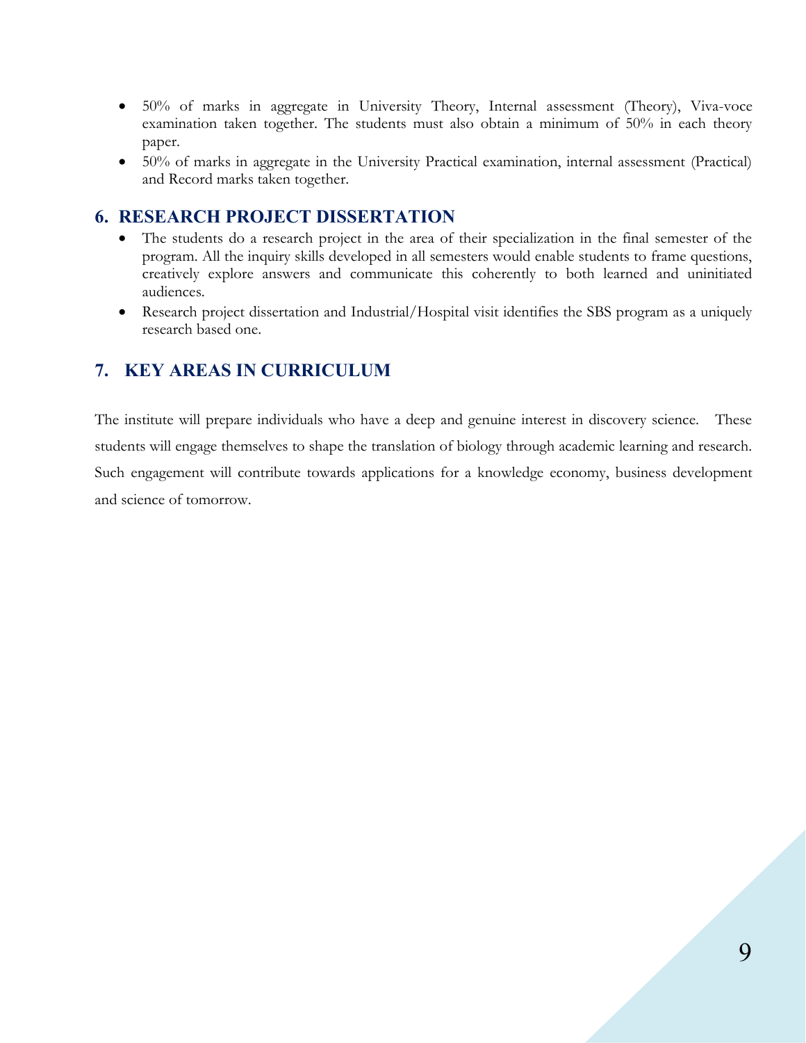- 50% of marks in aggregate in University Theory, Internal assessment (Theory), Viva-voce examination taken together. The students must also obtain a minimum of 50% in each theory paper.
- 50% of marks in aggregate in the University Practical examination, internal assessment (Practical) and Record marks taken together.

## 6. RESEARCH PROJECT DISSERTATION

- The students do a research project in the area of their specialization in the final semester of the program. All the inquiry skills developed in all semesters would enable students to frame questions, creatively explore answers and communicate this coherently to both learned and uninitiated audiences.
- Research project dissertation and Industrial/Hospital visit identifies the SBS program as a uniquely research based one.

## 7. KEY AREAS IN CURRICULUM

The institute will prepare individuals who have a deep and genuine interest in discovery science. These students will engage themselves to shape the translation of biology through academic learning and research. Such engagement will contribute towards applications for a knowledge economy, business development and science of tomorrow.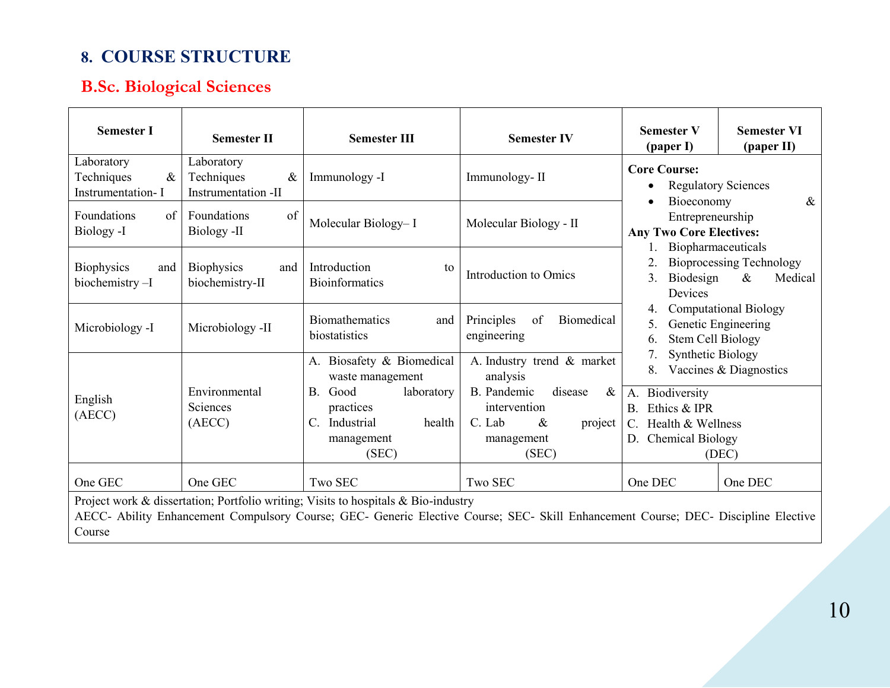## 8. COURSE STRUCTURE

### B.Sc. Biological Sciences

| Semester I | Semester II | Semester III | Semester IV | Semester V (paper I) | Semester VI (paper II) |
|---|---|---|---|---|---|
| Laboratory Techniques & Instrumentation- I | Laboratory Techniques & Instrumentation -II | Immunology -I | Immunology- II | **Core Course:**<br>• Regulatory Sciences<br>• Bioeconomy & Entrepreneurship<br>**Any Two Core Electives:**<br>1. Biopharmaceuticals<br>2. Bioprocessing Technology<br>3. Biodesign & Medical Devices<br>4. Computational Biology<br>5. Genetic Engineering<br>6. Stem Cell Biology<br>7. Synthetic Biology<br>8. Vaccines & Diagnostics | |
| Foundations of Biology -I | Foundations of Biology -II | Molecular Biology– I | Molecular Biology - II | | |
| Biophysics and biochemistry –I | Biophysics and biochemistry-II | Introduction to Bioinformatics | Introduction to Omics | | |
| Microbiology -I | Microbiology -II | Biomathematics and biostatistics | Principles of Biomedical engineering | | |
| English (AECC) | Environmental Sciences (AECC) | A. Biosafety & Biomedical waste management<br>B. Good laboratory practices<br>C. Industrial health management<br>(SEC) | A. Industry trend & market analysis<br>B. Pandemic disease & intervention<br>C. Lab & project management<br>(SEC) | A. Biodiversity<br>B. Ethics & IPR<br>C. Health & Wellness<br>D. Chemical Biology<br>(DEC) | |
| One GEC | One GEC | Two SEC | Two SEC | One DEC | One DEC |
| Project work & dissertation; Portfolio writing; Visits to hospitals & Bio-industry<br>AECC- Ability Enhancement Compulsory Course; GEC- Generic Elective Course; SEC- Skill Enhancement Course; DEC- Discipline Elective Course | | | | | |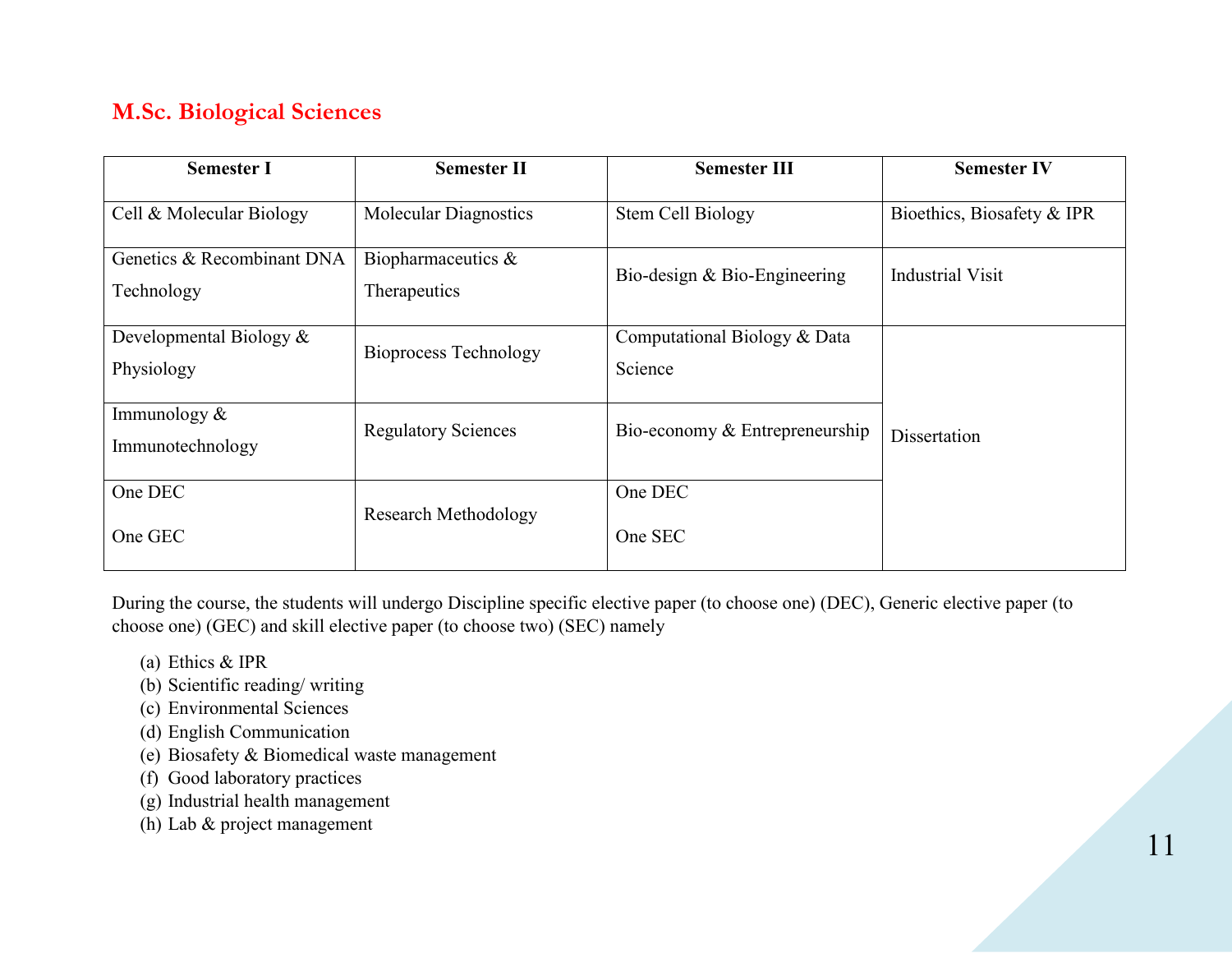## M.Sc. Biological Sciences

| Semester I | Semester II | Semester III | Semester IV |
|---|---|---|---|
| Cell & Molecular Biology | Molecular Diagnostics | Stem Cell Biology | Bioethics, Biosafety & IPR |
| Genetics & Recombinant DNA Technology | Biopharmaceutics & Therapeutics | Bio-design & Bio-Engineering | Industrial Visit |
| Developmental Biology & Physiology | Bioprocess Technology | Computational Biology & Data Science | Dissertation |
| Immunology & Immunotechnology | Regulatory Sciences | Bio-economy & Entrepreneurship | |
| One DEC<br>One GEC | Research Methodology | One DEC<br>One SEC | |

During the course, the students will undergo Discipline specific elective paper (to choose one) (DEC), Generic elective paper (to choose one) (GEC) and skill elective paper (to choose two) (SEC) namely

(a) Ethics & IPR
(b) Scientific reading/ writing
(c) Environmental Sciences
(d) English Communication
(e) Biosafety & Biomedical waste management
(f) Good laboratory practices
(g) Industrial health management
(h) Lab & project management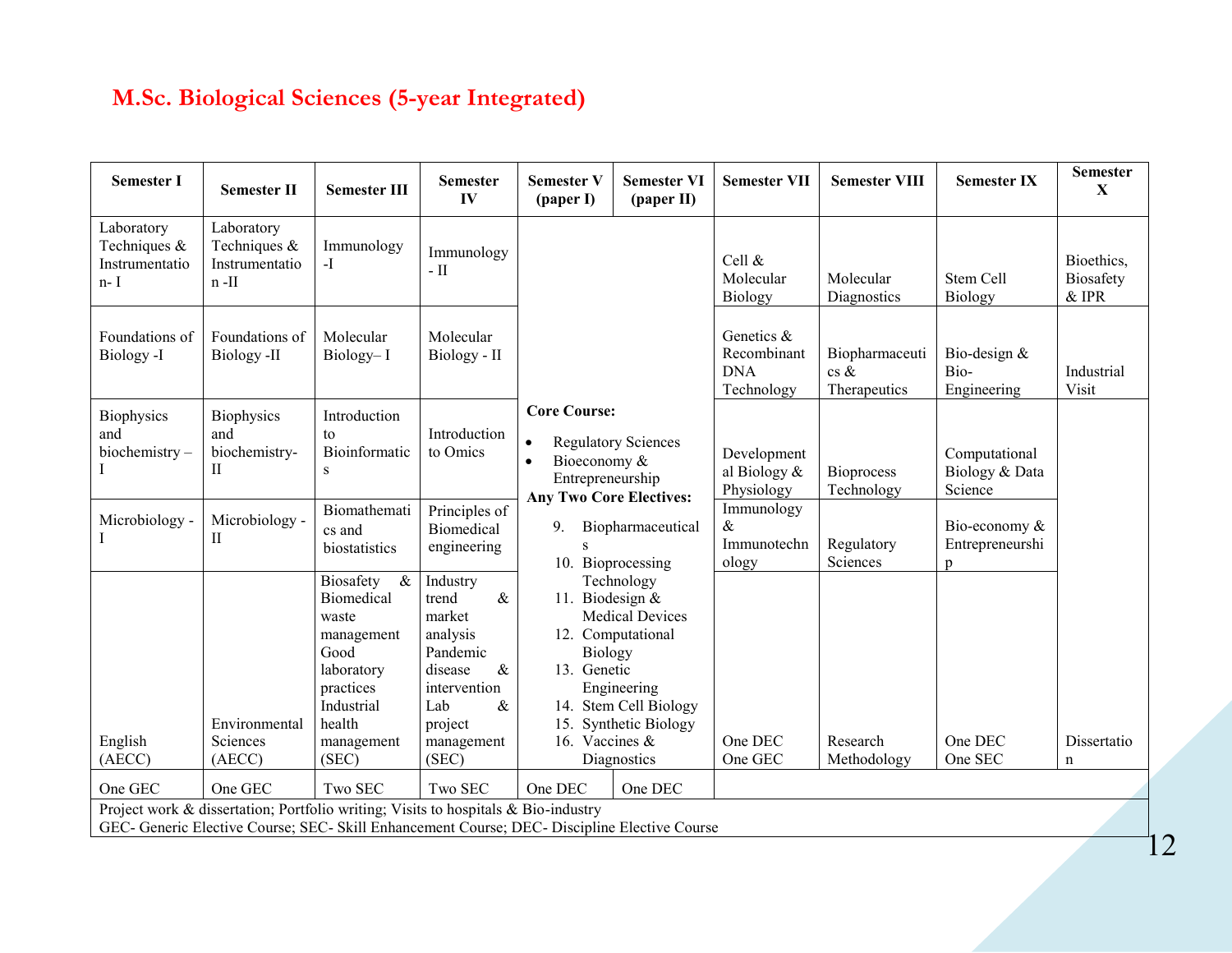# M.Sc. Biological Sciences (5-year Integrated)

| Semester I | Semester II | Semester III | Semester IV | Semester V (paper I) | Semester VI (paper II) | Semester VII | Semester VIII | Semester IX | Semester X |
|---|---|---|---|---|---|---|---|---|---|
| Laboratory Techniques & Instrumentation- I | Laboratory Techniques & Instrumentation -II | Immunology -I | Immunology - II | **Core Course:** • Regulatory Sciences • Bioeconomy & Entrepreneurship **Any Two Core Electives:** 9. Biopharmaceuticals 10. Bioprocessing Technology 11. Biodesign & Medical Devices 12. Computational Biology 13. Genetic Engineering 14. Stem Cell Biology 15. Synthetic Biology 16. Vaccines & Diagnostics | | Cell & Molecular Biology | Molecular Diagnostics | Stem Cell Biology | Bioethics, Biosafety & IPR |
| Foundations of Biology -I | Foundations of Biology -II | Molecular Biology– I | Molecular Biology - II | | | Genetics & Recombinant DNA Technology | Biopharmaceutics & Therapeutics | Bio-design & Bio-Engineering | Industrial Visit |
| Biophysics and biochemistry – I | Biophysics and biochemistry-II | Introduction to Bioinformatics | Introduction to Omics | | | Developmental Biology & Physiology | Bioprocess Technology | Computational Biology & Data Science | |
| Microbiology - I | Microbiology - II | Biomathematics and biostatistics | Principles of Biomedical engineering | | | Immunology & Immunotechnology | Regulatory Sciences | Bio-economy & Entrepreneurship | |
| English (AECC) | Environmental Sciences (AECC) | Biosafety & Biomedical waste management Good laboratory practices Industrial health management (SEC) | Industry trend & market analysis Pandemic disease & intervention Lab & project management (SEC) | | | One DEC One GEC | Research Methodology | One DEC One SEC | Dissertation |
| One GEC | One GEC | Two SEC | Two SEC | One DEC | One DEC | | | | |
| Project work & dissertation; Portfolio writing; Visits to hospitals & Bio-industry<br>GEC- Generic Elective Course; SEC- Skill Enhancement Course; DEC- Discipline Elective Course | | | | | | | | | |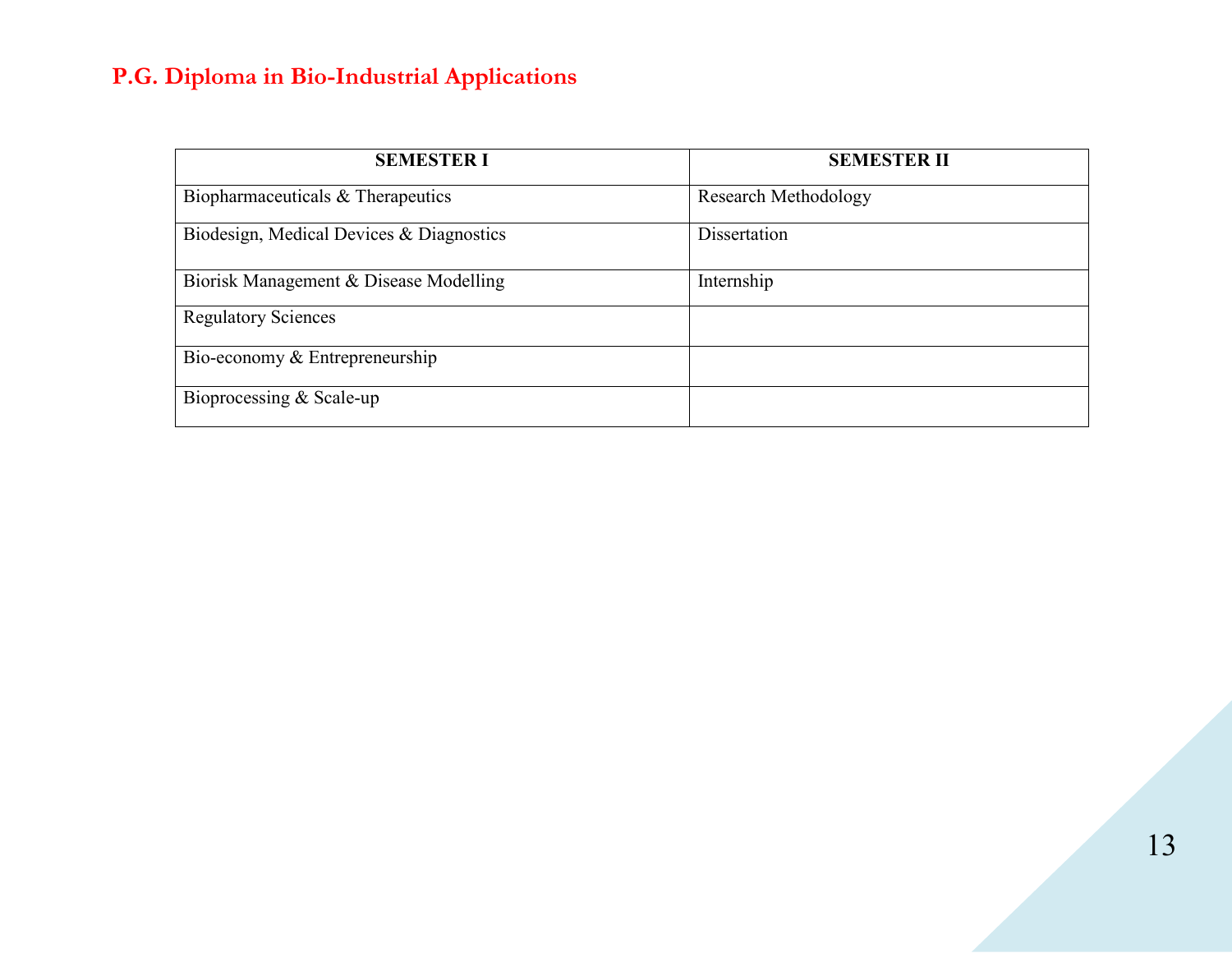## P.G. Diploma in Bio-Industrial Applications

| SEMESTER I | SEMESTER II |
|---|---|
| Biopharmaceuticals & Therapeutics | Research Methodology |
| Biodesign, Medical Devices & Diagnostics | Dissertation |
| Biorisk Management & Disease Modelling | Internship |
| Regulatory Sciences | |
| Bio-economy & Entrepreneurship | |
| Bioprocessing & Scale-up | |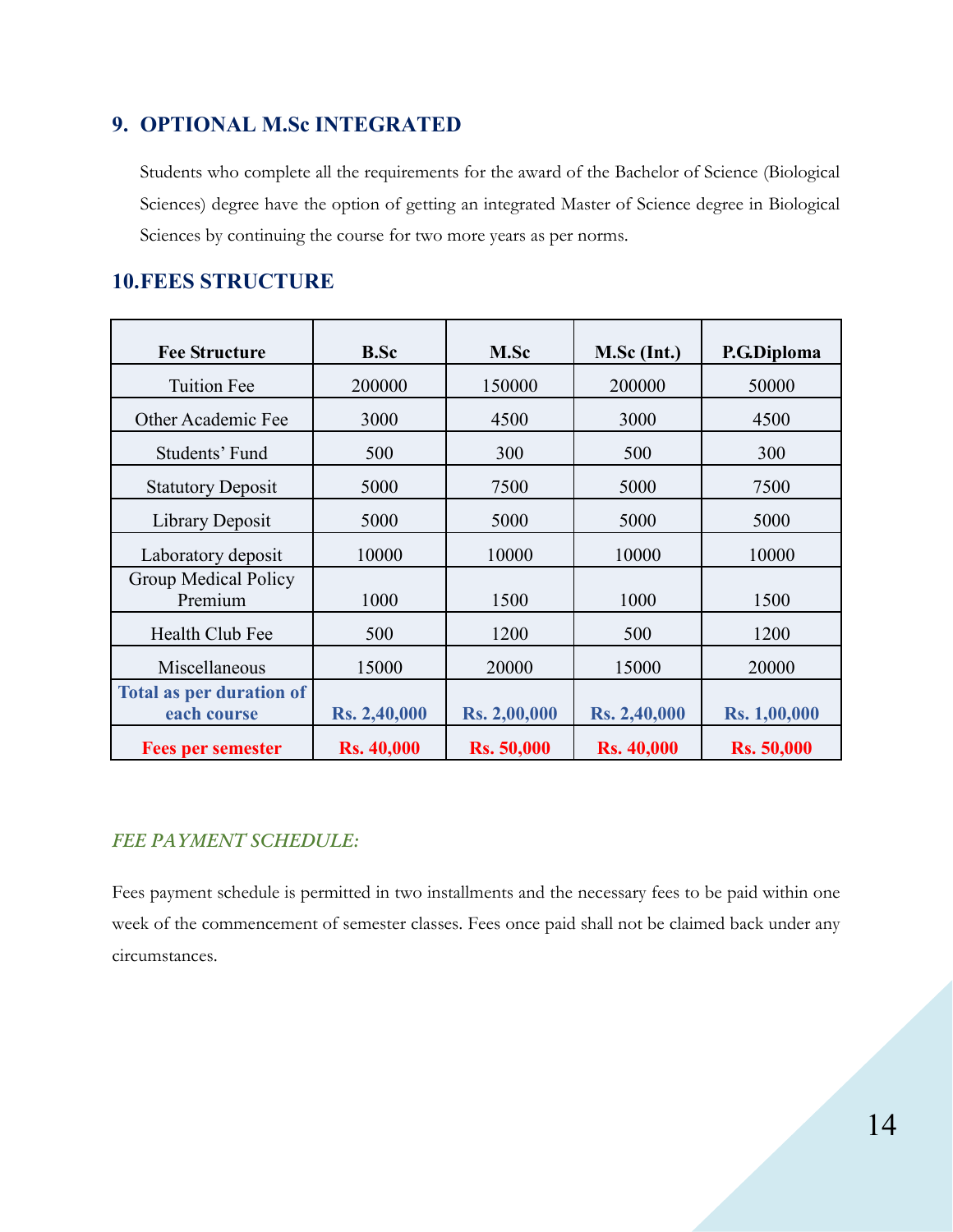## 9. OPTIONAL M.Sc INTEGRATED

Students who complete all the requirements for the award of the Bachelor of Science (Biological Sciences) degree have the option of getting an integrated Master of Science degree in Biological Sciences by continuing the course for two more years as per norms.

## 10.FEES STRUCTURE

| Fee Structure | B.Sc | M.Sc | M.Sc (Int.) | P.G.Diploma |
|---|---|---|---|---|
| Tuition Fee | 200000 | 150000 | 200000 | 50000 |
| Other Academic Fee | 3000 | 4500 | 3000 | 4500 |
| Students' Fund | 500 | 300 | 500 | 300 |
| Statutory Deposit | 5000 | 7500 | 5000 | 7500 |
| Library Deposit | 5000 | 5000 | 5000 | 5000 |
| Laboratory deposit | 10000 | 10000 | 10000 | 10000 |
| Group Medical Policy Premium | 1000 | 1500 | 1000 | 1500 |
| Health Club Fee | 500 | 1200 | 500 | 1200 |
| Miscellaneous | 15000 | 20000 | 15000 | 20000 |
| **Total as per duration of each course** | **Rs. 2,40,000** | **Rs. 2,00,000** | **Rs. 2,40,000** | **Rs. 1,00,000** |
| **Fees per semester** | **Rs. 40,000** | **Rs. 50,000** | **Rs. 40,000** | **Rs. 50,000** |

*FEE PAYMENT SCHEDULE:*

Fees payment schedule is permitted in two installments and the necessary fees to be paid within one week of the commencement of semester classes. Fees once paid shall not be claimed back under any circumstances.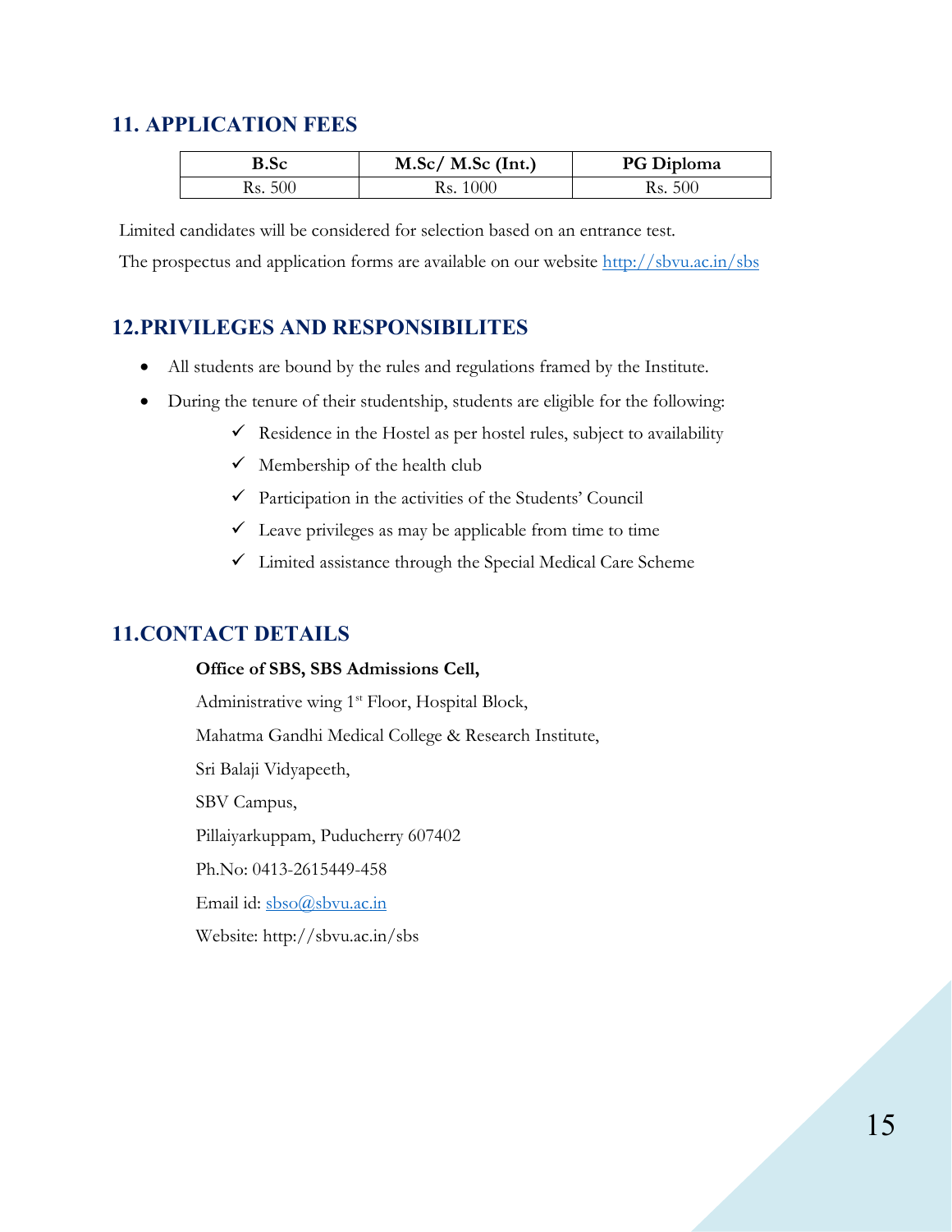## 11. APPLICATION FEES

| B.Sc | M.Sc/ M.Sc (Int.) | PG Diploma |
|---|---|---|
| Rs. 500 | Rs. 1000 | Rs. 500 |

Limited candidates will be considered for selection based on an entrance test.

The prospectus and application forms are available on our website http://sbvu.ac.in/sbs

## 12.PRIVILEGES AND RESPONSIBILITES

- All students are bound by the rules and regulations framed by the Institute.
- During the tenure of their studentship, students are eligible for the following:
  - ✓ Residence in the Hostel as per hostel rules, subject to availability
  - ✓ Membership of the health club
  - ✓ Participation in the activities of the Students' Council
  - ✓ Leave privileges as may be applicable from time to time
  - ✓ Limited assistance through the Special Medical Care Scheme

## 11.CONTACT DETAILS

**Office of SBS, SBS Admissions Cell,**

Administrative wing 1st Floor, Hospital Block,

Mahatma Gandhi Medical College & Research Institute,

Sri Balaji Vidyapeeth,

SBV Campus,

Pillaiyarkuppam, Puducherry 607402

Ph.No: 0413-2615449-458

Email id: sbso@sbvu.ac.in

Website: http://sbvu.ac.in/sbs